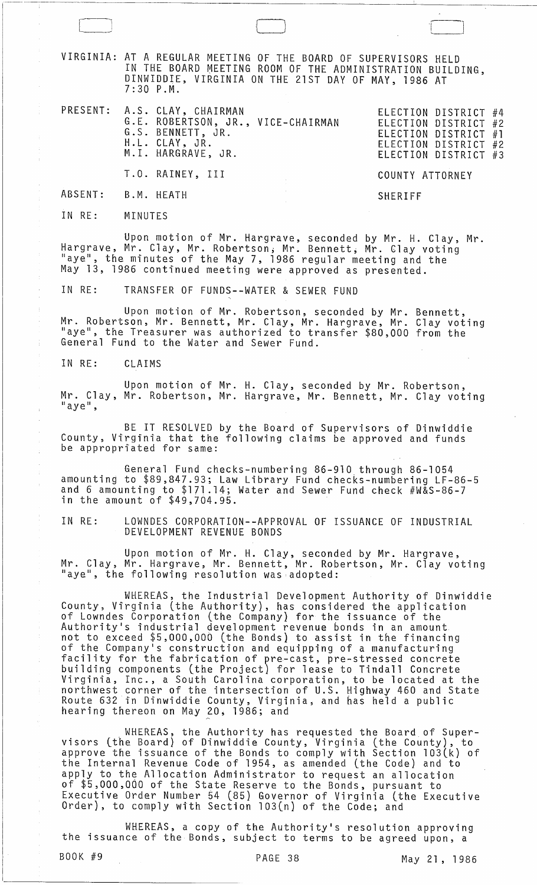VIRGINIA: AT A REGULAR MEETING OF THE BOARD OF SUPERVISORS HELD IN THE BOARD MEETING ROOM OF THE ADMINISTRATION BUILDING, DINWIDDIE, VIRGINIA ON THE 21ST DAY OF MAY, 1986 AT 7:30 P.M.

| | | |
|---|---|---|
| PRESENT: | A.S. CLAY, CHAIRMAN | ELECTION DISTRICT #4 |
| | G.E. ROBERTSON, JR., VICE-CHAIRMAN | ELECTION DISTRICT #2 |
| | G.S. BENNETT, JR. | ELECTION DISTRICT #1 |
| | H.L. CLAY, JR. | ELECTION DISTRICT #2 |
| | M.I. HARGRAVE, JR. | ELECTION DISTRICT #3 |
| | T.O. RAINEY, III | COUNTY ATTORNEY |
| ABSENT: | B.M. HEATH | SHERIFF |

IN RE: MINUTES

Upon motion of Mr. Hargrave, seconded by Mr. H. Clay, Mr. Hargrave, Mr. Clay, Mr. Robertson, Mr. Bennett, Mr. Clay voting "aye", the minutes of the May 7, 1986 regular meeting and the May 13, 1986 continued meeting were approved as presented.

IN RE: TRANSFER OF FUNDS--WATER & SEWER FUND

Upon motion of Mr. Robertson, seconded by Mr. Bennett, Mr. Robertson, Mr. Bennett, Mr. Clay, Mr. Hargrave, Mr. Clay voting "aye", the Treasurer was authorized to transfer $80,000 from the General Fund to the Water and Sewer Fund.

IN RE: CLAIMS

Upon motion of Mr. H. Clay, seconded by Mr. Robertson, Mr. Clay, Mr. Robertson, Mr. Hargrave, Mr. Bennett, Mr. Clay voting "aye",

BE IT RESOLVED by the Board of Supervisors of Dinwiddie County, Virginia that the following claims be approved and funds be appropriated for same:

General Fund checks-numbering 86-910 through 86-1054 amounting to $89,847.93; Law Library Fund checks-numbering LF-86-5 and 6 amounting to $171.14; Water and Sewer Fund check #W&S-86-7 in the amount of $49,704.95.

IN RE: LOWNDES CORPORATION--APPROVAL OF ISSUANCE OF INDUSTRIAL DEVELOPMENT REVENUE BONDS

Upon motion of Mr. H. Clay, seconded by Mr. Hargrave, Mr. Clay, Mr. Hargrave, Mr. Bennett, Mr. Robertson, Mr. Clay voting "aye", the following resolution was adopted:

WHEREAS, the Industrial Development Authority of Dinwiddie County, Virginia (the Authority), has considered the application of Lowndes Corporation (the Company) for the issuance of the Authority's industrial development revenue bonds in an amount not to exceed $5,000,000 (the Bonds) to assist in the financing of the Company's construction and equipping of a manufacturing facility for the fabrication of pre-cast, pre-stressed concrete building components (the Project) for lease to Tindall Concrete Virginia, Inc., a South Carolina corporation, to be located at the northwest corner of the intersection of U.S. Highway 460 and State Route 632 in Dinwiddie County, Virginia, and has held a public hearing thereon on May 20, 1986; and

WHEREAS, the Authority has requested the Board of Supervisors (the Board) of Dinwiddie County, Virginia (the County), to approve the issuance of the Bonds to comply with Section 103(k) of the Internal Revenue Code of 1954, as amended (the Code) and to apply to the Allocation Administrator to request an allocation of $5,000,000 of the State Reserve to the Bonds, pursuant to Executive Order Number 54 (85) Governor of Virginia (the Executive Order), to comply with Section 103(n) of the Code; and

WHEREAS, a copy of the Authority's resolution approving the issuance of the Bonds, subject to terms to be agreed upon, a

BOOK #9 PAGE 38 May 21, 1986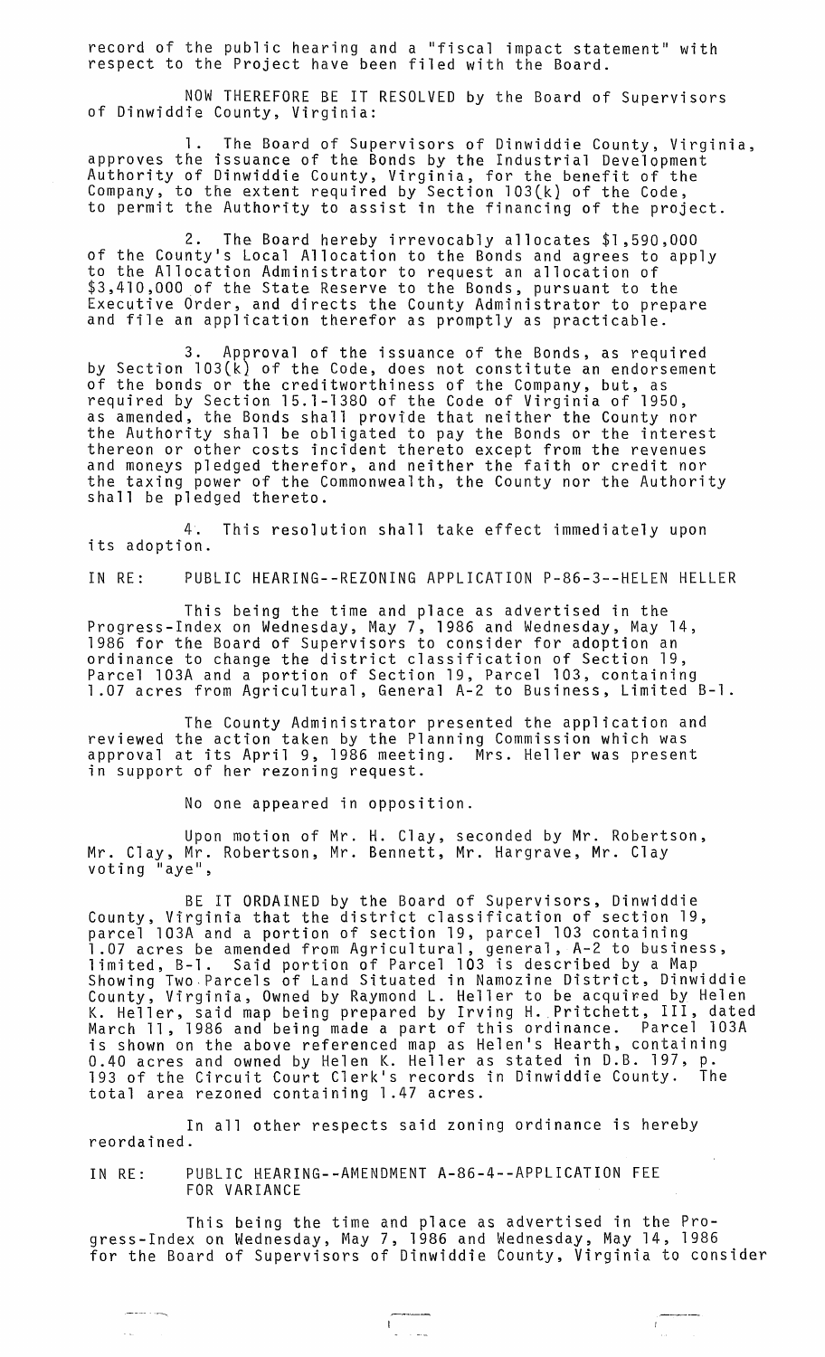record of the public hearing and a "fiscal impact statement" with respect to the Project have been filed with the Board.

NOW THEREFORE BE IT RESOLVED by the Board of Supervisors of Dinwiddie County, Virginia:

1. The Board of Supervisors of Dinwiddie County, Virginia, approves the issuance of the Bonds by the Industrial Development Authority of Dinwiddie County, Virginia, for the benefit of the Company, to the extent required by Section 103(k) of the Code, to permit the Authority to assist in the financing of the project.

2. The Board hereby irrevocably allocates $1,590,000 of the County's Local Allocation to the Bonds and agrees to apply to the Allocation Administrator to request an allocation of $3,410,000 of the State Reserve to the Bonds, pursuant to the Executive Order, and directs the County Administrator to prepare and file an application therefor as promptly as practicable.

3. Approval of the issuance of the Bonds, as required by Section 103(k) of the Code, does not constitute an endorsement of the bonds or the creditworthiness of the Company, but, as required by Section 15.1-1380 of the Code of Virginia of 1950, as amended, the Bonds shall provide that neither the County nor the Authority shall be obligated to pay the Bonds or the interest thereon or other costs incident thereto except from the revenues and moneys pledged therefor, and neither the faith or credit nor the taxing power of the Commonwealth, the County nor the Authority shall be pledged thereto.

4. This resolution shall take effect immediately upon its adoption.

IN RE: PUBLIC HEARING--REZONING APPLICATION P-86-3--HELEN HELLER

This being the time and place as advertised in the Progress-Index on Wednesday, May 7, 1986 and Wednesday, May 14, 1986 for the Board of Supervisors to consider for adoption an ordinance to change the district classification of Section 19, Parcel 103A and a portion of Section 19, Parcel 103, containing 1.07 acres from Agricultural, General A-2 to Business, Limited B-1.

The County Administrator presented the application and reviewed the action taken by the Planning Commission which was approval at its April 9, 1986 meeting. Mrs. Heller was present in support of her rezoning request.

No one appeared in opposition.

Upon motion of Mr. H. Clay, seconded by Mr. Robertson, Mr. Clay, Mr. Robertson, Mr. Bennett, Mr. Hargrave, Mr. Clay voting "aye",

BE IT ORDAINED by the Board of Supervisors, Dinwiddie County, Virginia that the district classification of section 19, parcel 103A and a portion of section 19, parcel 103 containing 1.07 acres be amended from Agricultural, general, A-2 to business, limited, B-1. Said portion of Parcel 103 is described by a Map Showing Two Parcels of Land Situated in Namozine District, Dinwiddie County, Virginia, Owned by Raymond L. Heller to be acquired by Helen K. Heller, said map being prepared by Irving H. Pritchett, III, dated March 11, 1986 and being made a part of this ordinance. Parcel 103A is shown on the above referenced map as Helen's Hearth, containing 0.40 acres and owned by Helen K. Heller as stated in D.B. 197, p. 193 of the Circuit Court Clerk's records in Dinwiddie County. The total area rezoned containing 1.47 acres.

In all other respects said zoning ordinance is hereby reordained.

IN RE: PUBLIC HEARING--AMENDMENT A-86-4--APPLICATION FEE FOR VARIANCE

This being the time and place as advertised in the Progress-Index on Wednesday, May 7, 1986 and Wednesday, May 14, 1986 for the Board of Supervisors of Dinwiddie County, Virginia to consider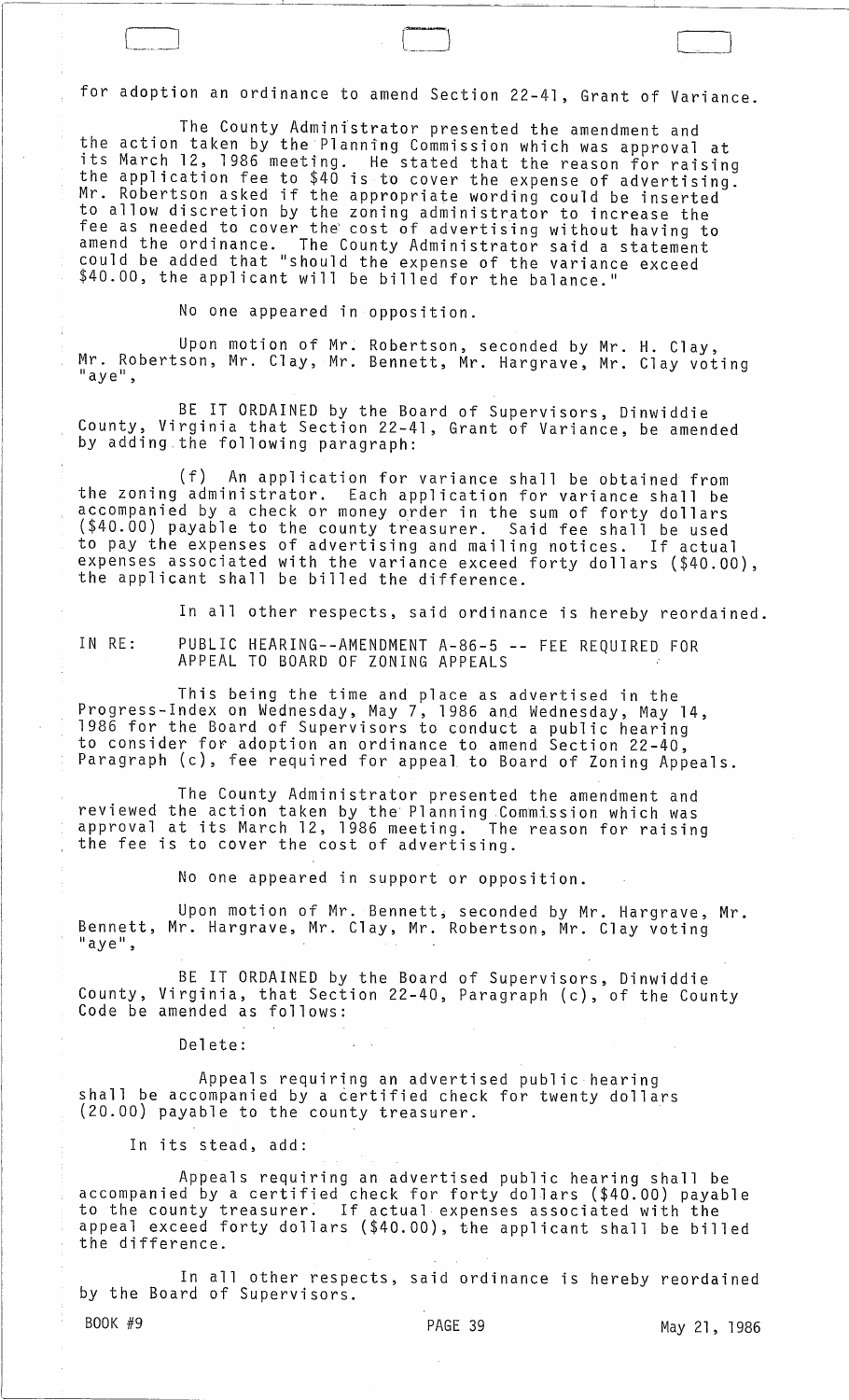for adoption an ordinance to amend Section 22-41, Grant of Variance.

The County Administrator presented the amendment and the action taken by the Planning Commission which was approval at its March 12, 1986 meeting. He stated that the reason for raising the application fee to $40 is to cover the expense of advertising. Mr. Robertson asked if the appropriate wording could be inserted to allow discretion by the zoning administrator to increase the fee as needed to cover the cost of advertising without having to amend the ordinance. The County Administrator said a statement could be added that "should the expense of the variance exceed $40.00, the applicant will be billed for the balance."

No one appeared in opposition.

Upon motion of Mr. Robertson, seconded by Mr. H. Clay, Mr. Robertson, Mr. Clay, Mr. Bennett, Mr. Hargrave, Mr. Clay voting "aye",

BE IT ORDAINED by the Board of Supervisors, Dinwiddie County, Virginia that Section 22-41, Grant of Variance, be amended by adding the following paragraph:

(f) An application for variance shall be obtained from the zoning administrator. Each application for variance shall be accompanied by a check or money order in the sum of forty dollars ($40.00) payable to the county treasurer. Said fee shall be used to pay the expenses of advertising and mailing notices. If actual expenses associated with the variance exceed forty dollars ($40.00), the applicant shall be billed the difference.

In all other respects, said ordinance is hereby reordained.

IN RE: PUBLIC HEARING--AMENDMENT A-86-5 -- FEE REQUIRED FOR APPEAL TO BOARD OF ZONING APPEALS

This being the time and place as advertised in the Progress-Index on Wednesday, May 7, 1986 and Wednesday, May 14, 1986 for the Board of Supervisors to conduct a public hearing to consider for adoption an ordinance to amend Section 22-40, Paragraph (c), fee required for appeal to Board of Zoning Appeals.

The County Administrator presented the amendment and reviewed the action taken by the Planning Commission which was approval at its March 12, 1986 meeting. The reason for raising the fee is to cover the cost of advertising.

No one appeared in support or opposition.

Upon motion of Mr. Bennett, seconded by Mr. Hargrave, Mr. Bennett, Mr. Hargrave, Mr. Clay, Mr. Robertson, Mr. Clay voting "aye",

BE IT ORDAINED by the Board of Supervisors, Dinwiddie County, Virginia, that Section 22-40, Paragraph (c), of the County Code be amended as follows:

Delete:

Appeals requiring an advertised public hearing shall be accompanied by a certified check for twenty dollars (20.00) payable to the county treasurer.

In its stead, add:

Appeals requiring an advertised public hearing shall be accompanied by a certified check for forty dollars ($40.00) payable to the county treasurer. If actual expenses associated with the appeal exceed forty dollars ($40.00), the applicant shall be billed the difference.

In all other respects, said ordinance is hereby reordained by the Board of Supervisors.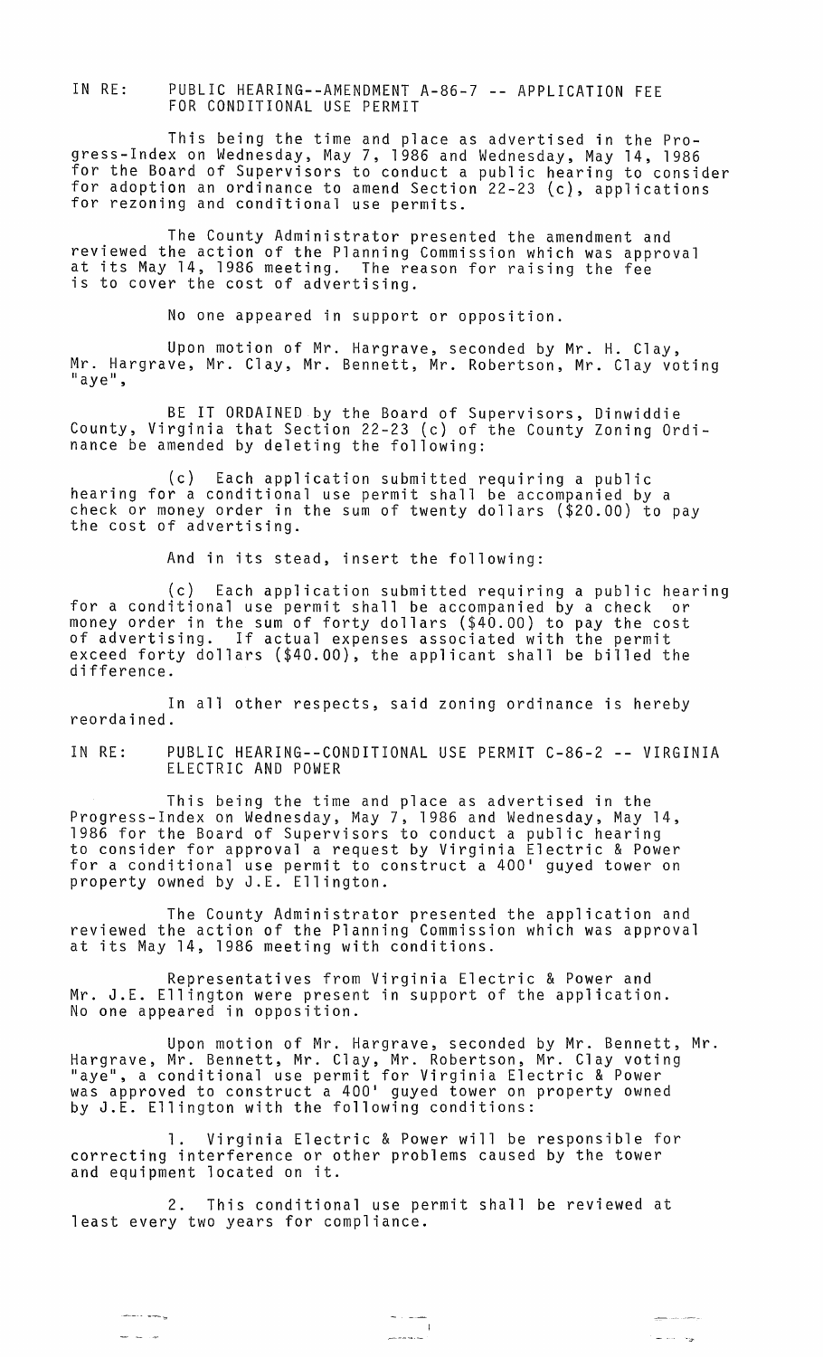IN RE: PUBLIC HEARING--AMENDMENT A-86-7 -- APPLICATION FEE FOR CONDITIONAL USE PERMIT

This being the time and place as advertised in the Progress-Index on Wednesday, May 7, 1986 and Wednesday, May 14, 1986 for the Board of Supervisors to conduct a public hearing to consider for adoption an ordinance to amend Section 22-23 (c), applications for rezoning and conditional use permits.

The County Administrator presented the amendment and reviewed the action of the Planning Commission which was approval at its May 14, 1986 meeting. The reason for raising the fee is to cover the cost of advertising.

No one appeared in support or opposition.

Upon motion of Mr. Hargrave, seconded by Mr. H. Clay, Mr. Hargrave, Mr. Clay, Mr. Bennett, Mr. Robertson, Mr. Clay voting "aye",

BE IT ORDAINED by the Board of Supervisors, Dinwiddie County, Virginia that Section 22-23 (c) of the County Zoning Ordinance be amended by deleting the following:

(c) Each application submitted requiring a public hearing for a conditional use permit shall be accompanied by a check or money order in the sum of twenty dollars ($20.00) to pay the cost of advertising.

And in its stead, insert the following:

(c) Each application submitted requiring a public hearing for a conditional use permit shall be accompanied by a check or money order in the sum of forty dollars ($40.00) to pay the cost of advertising. If actual expenses associated with the permit exceed forty dollars ($40.00), the applicant shall be billed the difference.

In all other respects, said zoning ordinance is hereby reordained.

IN RE: PUBLIC HEARING--CONDITIONAL USE PERMIT C-86-2 -- VIRGINIA ELECTRIC AND POWER

This being the time and place as advertised in the Progress-Index on Wednesday, May 7, 1986 and Wednesday, May 14, 1986 for the Board of Supervisors to conduct a public hearing to consider for approval a request by Virginia Electric & Power for a conditional use permit to construct a 400' guyed tower on property owned by J.E. Ellington.

The County Administrator presented the application and reviewed the action of the Planning Commission which was approval at its May 14, 1986 meeting with conditions.

Representatives from Virginia Electric & Power and Mr. J.E. Ellington were present in support of the application. No one appeared in opposition.

Upon motion of Mr. Hargrave, seconded by Mr. Bennett, Mr. Hargrave, Mr. Bennett, Mr. Clay, Mr. Robertson, Mr. Clay voting "aye", a conditional use permit for Virginia Electric & Power was approved to construct a 400' guyed tower on property owned by J.E. Ellington with the following conditions:

1. Virginia Electric & Power will be responsible for correcting interference or other problems caused by the tower and equipment located on it.

2. This conditional use permit shall be reviewed at least every two years for compliance.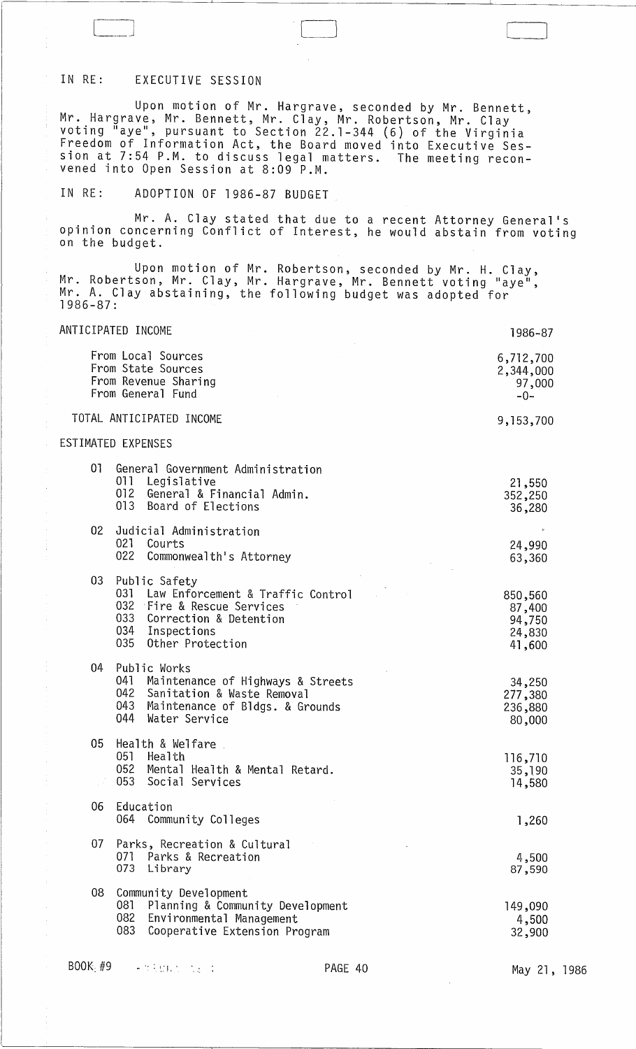IN RE: EXECUTIVE SESSION

Upon motion of Mr. Hargrave, seconded by Mr. Bennett, Mr. Hargrave, Mr. Bennett, Mr. Clay, Mr. Robertson, Mr. Clay voting "aye", pursuant to Section 22.1-344 (6) of the Virginia Freedom of Information Act, the Board moved into Executive Session at 7:54 P.M. to discuss legal matters. The meeting reconvened into Open Session at 8:09 P.M.

IN RE: ADOPTION OF 1986-87 BUDGET

Mr. A. Clay stated that due to a recent Attorney General's opinion concerning Conflict of Interest, he would abstain from voting on the budget.

Upon motion of Mr. Robertson, seconded by Mr. H. Clay, Mr. Robertson, Mr. Clay, Mr. Hargrave, Mr. Bennett voting "aye", Mr. A. Clay abstaining, the following budget was adopted for 1986-87:

| ANTICIPATED INCOME | 1986-87 |
|---|---|
| From Local Sources | 6,712,700 |
| From State Sources | 2,344,000 |
| From Revenue Sharing | 97,000 |
| From General Fund | -0- |
| TOTAL ANTICIPATED INCOME | 9,153,700 |

| ESTIMATED EXPENSES | |
|---|---|
| 01 General Government Administration | |
| 011 Legislative | 21,550 |
| 012 General & Financial Admin. | 352,250 |
| 013 Board of Elections | 36,280 |
| 02 Judicial Administration | |
| 021 Courts | 24,990 |
| 022 Commonwealth's Attorney | 63,360 |
| 03 Public Safety | |
| 031 Law Enforcement & Traffic Control | 850,560 |
| 032 Fire & Rescue Services | 87,400 |
| 033 Correction & Detention | 94,750 |
| 034 Inspections | 24,830 |
| 035 Other Protection | 41,600 |
| 04 Public Works | |
| 041 Maintenance of Highways & Streets | 34,250 |
| 042 Sanitation & Waste Removal | 277,380 |
| 043 Maintenance of Bldgs. & Grounds | 236,880 |
| 044 Water Service | 80,000 |
| 05 Health & Welfare | |
| 051 Health | 116,710 |
| 052 Mental Health & Mental Retard. | 35,190 |
| 053 Social Services | 14,580 |
| 06 Education | |
| 064 Community Colleges | 1,260 |
| 07 Parks, Recreation & Cultural | |
| 071 Parks & Recreation | 4,500 |
| 073 Library | 87,590 |
| 08 Community Development | |
| 081 Planning & Community Development | 149,090 |
| 082 Environmental Management | 4,500 |
| 083 Cooperative Extension Program | 32,900 |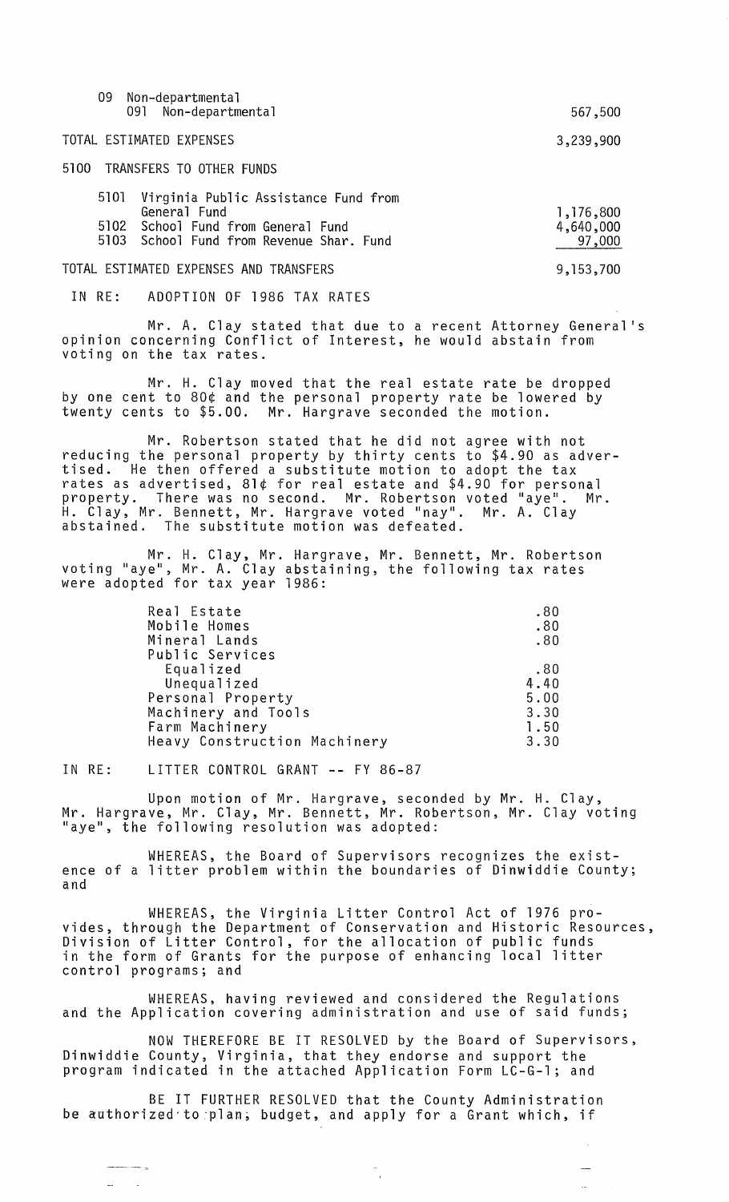| | |
|---|---|
| 09 Non-departmental | |
| 091 Non-departmental | 567,500 |
| TOTAL ESTIMATED EXPENSES | 3,239,900 |
| 5100 TRANSFERS TO OTHER FUNDS | |
| 5101 Virginia Public Assistance Fund from General Fund | 1,176,800 |
| 5102 School Fund from General Fund | 4,640,000 |
| 5103 School Fund from Revenue Shar. Fund | 97,000 |
| TOTAL ESTIMATED EXPENSES AND TRANSFERS | 9,153,700 |

IN RE: ADOPTION OF 1986 TAX RATES

Mr. A. Clay stated that due to a recent Attorney General's opinion concerning Conflict of Interest, he would abstain from voting on the tax rates.

Mr. H. Clay moved that the real estate rate be dropped by one cent to 80¢ and the personal property rate be lowered by twenty cents to $5.00. Mr. Hargrave seconded the motion.

Mr. Robertson stated that he did not agree with not reducing the personal property by thirty cents to $4.90 as advertised. He then offered a substitute motion to adopt the tax rates as advertised, 81¢ for real estate and $4.90 for personal property. There was no second. Mr. Robertson voted "aye". Mr. H. Clay, Mr. Bennett, Mr. Hargrave voted "nay". Mr. A. Clay abstained. The substitute motion was defeated.

Mr. H. Clay, Mr. Hargrave, Mr. Bennett, Mr. Robertson voting "aye", Mr. A. Clay abstaining, the following tax rates were adopted for tax year 1986:

| | |
|---|---|
| Real Estate | .80 |
| Mobile Homes | .80 |
| Mineral Lands | .80 |
| Public Services | |
| Equalized | .80 |
| Unequalized | 4.40 |
| Personal Property | 5.00 |
| Machinery and Tools | 3.30 |
| Farm Machinery | 1.50 |
| Heavy Construction Machinery | 3.30 |

IN RE: LITTER CONTROL GRANT -- FY 86-87

Upon motion of Mr. Hargrave, seconded by Mr. H. Clay, Mr. Hargrave, Mr. Clay, Mr. Bennett, Mr. Robertson, Mr. Clay voting "aye", the following resolution was adopted:

WHEREAS, the Board of Supervisors recognizes the existence of a litter problem within the boundaries of Dinwiddie County; and

WHEREAS, the Virginia Litter Control Act of 1976 provides, through the Department of Conservation and Historic Resources, Division of Litter Control, for the allocation of public funds in the form of Grants for the purpose of enhancing local litter control programs; and

WHEREAS, having reviewed and considered the Regulations and the Application covering administration and use of said funds;

NOW THEREFORE BE IT RESOLVED by the Board of Supervisors, Dinwiddie County, Virginia, that they endorse and support the program indicated in the attached Application Form LC-G-1; and

BE IT FURTHER RESOLVED that the County Administration be authorized to plan, budget, and apply for a Grant which, if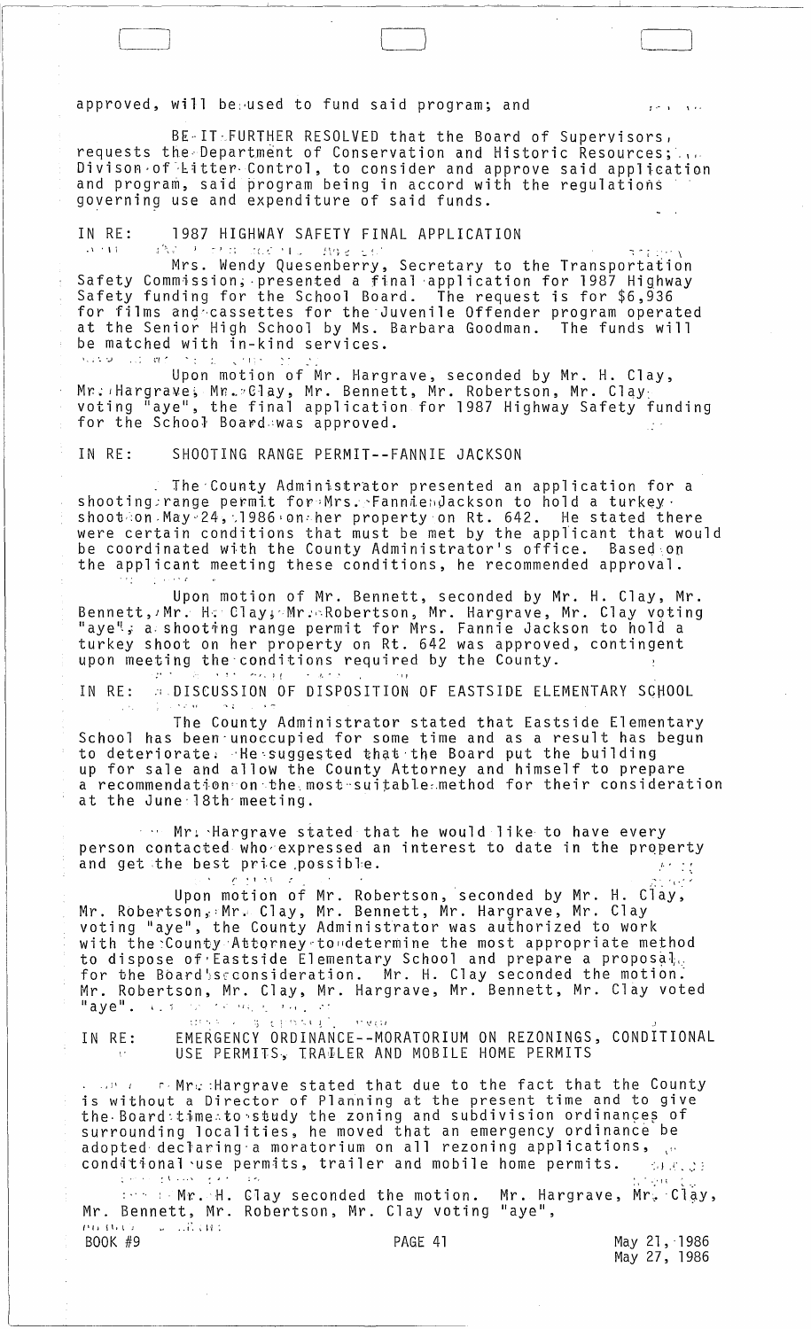approved, will be used to fund said program; and

BE IT FURTHER RESOLVED that the Board of Supervisors, requests the Department of Conservation and Historic Resources; Divison of Litter Control, to consider and approve said application and program, said program being in accord with the regulations governing use and expenditure of said funds.

IN RE: 1987 HIGHWAY SAFETY FINAL APPLICATION

Mrs. Wendy Quesenberry, Secretary to the Transportation Safety Commission, presented a final application for 1987 Highway Safety funding for the School Board. The request is for $6,936 for films and cassettes for the Juvenile Offender program operated at the Senior High School by Ms. Barbara Goodman. The funds will be matched with in-kind services.

Upon motion of Mr. Hargrave, seconded by Mr. H. Clay, Mr. Hargrave, Mr. Clay, Mr. Bennett, Mr. Robertson, Mr. Clay voting "aye", the final application for 1987 Highway Safety funding for the School Board was approved.

IN RE: SHOOTING RANGE PERMIT--FANNIE JACKSON

The County Administrator presented an application for a shooting range permit for Mrs. Fannie Jackson to hold a turkey shoot on May 24, 1986 on her property on Rt. 642. He stated there were certain conditions that must be met by the applicant that would be coordinated with the County Administrator's office. Based on the applicant meeting these conditions, he recommended approval.

Upon motion of Mr. Bennett, seconded by Mr. H. Clay, Mr. Bennett, Mr. H. Clay, Mr. Robertson, Mr. Hargrave, Mr. Clay voting "aye", a shooting range permit for Mrs. Fannie Jackson to hold a turkey shoot on her property on Rt. 642 was approved, contingent upon meeting the conditions required by the County.

IN RE: DISCUSSION OF DISPOSITION OF EASTSIDE ELEMENTARY SCHOOL

The County Administrator stated that Eastside Elementary School has been unoccupied for some time and as a result has begun to deteriorate. He suggested that the Board put the building up for sale and allow the County Attorney and himself to prepare a recommendation on the most suitable method for their consideration at the June 18th meeting.

Mr. Hargrave stated that he would like to have every person contacted who expressed an interest to date in the property and get the best price possible.

Upon motion of Mr. Robertson, seconded by Mr. H. Clay, Mr. Robertson, Mr. Clay, Mr. Bennett, Mr. Hargrave, Mr. Clay voting "aye", the County Administrator was authorized to work with the County Attorney to determine the most appropriate method to dispose of Eastside Elementary School and prepare a proposal for the Board's consideration. Mr. H. Clay seconded the motion. Mr. Robertson, Mr. Clay, Mr. Hargrave, Mr. Bennett, Mr. Clay voted "aye".

IN RE: EMERGENCY ORDINANCE--MORATORIUM ON REZONINGS, CONDITIONAL USE PERMITS, TRAILER AND MOBILE HOME PERMITS

Mr. Hargrave stated that due to the fact that the County is without a Director of Planning at the present time and to give the Board time to study the zoning and subdivision ordinances of surrounding localities, he moved that an emergency ordinance be adopted declaring a moratorium on all rezoning applications, conditional use permits, trailer and mobile home permits.

Mr. H. Clay seconded the motion. Mr. Hargrave, Mr. Clay, Mr. Bennett, Mr. Robertson, Mr. Clay voting "aye",

BOOK #9 | May 21, 1986 | May 27, 1986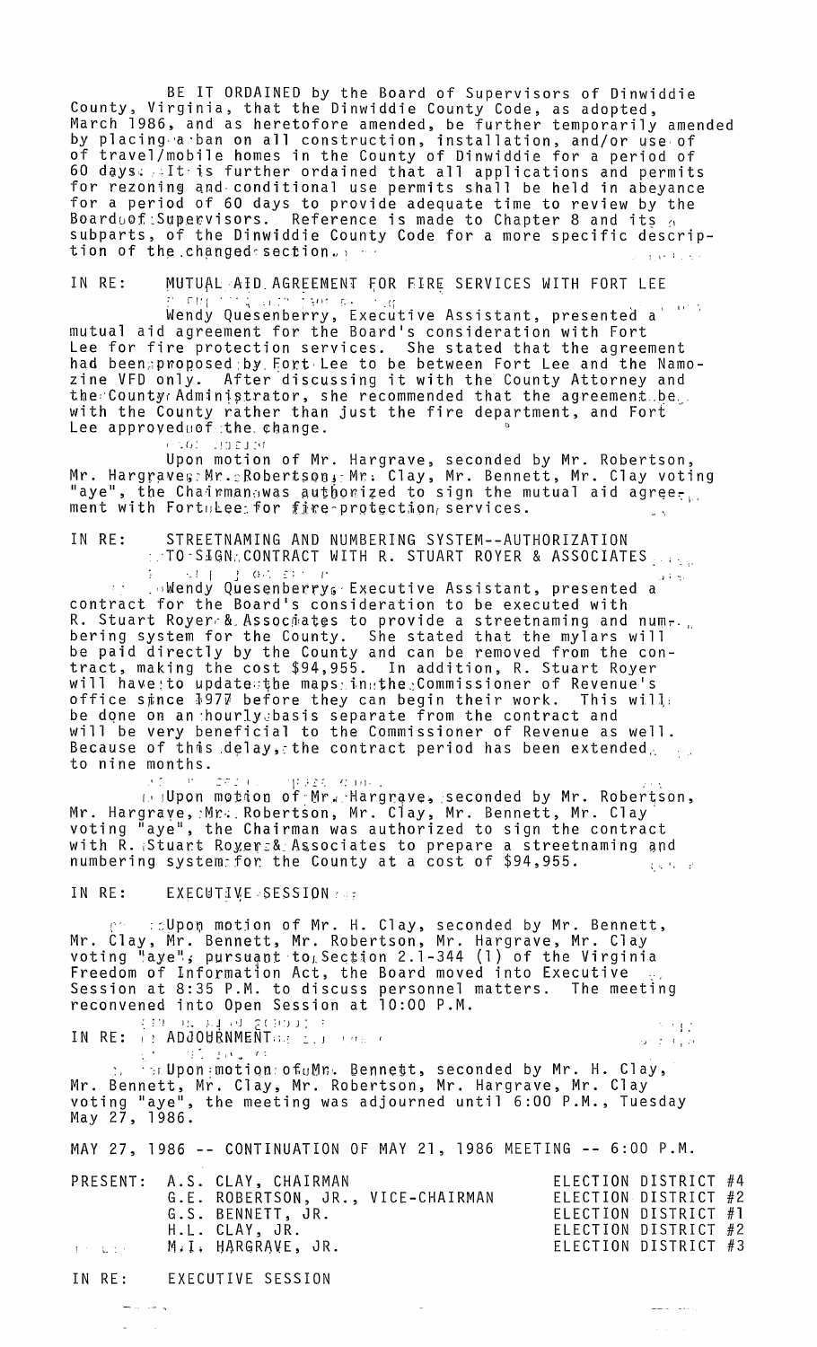BE IT ORDAINED by the Board of Supervisors of Dinwiddie County, Virginia, that the Dinwiddie County Code, as adopted, March 1986, and as heretofore amended, be further temporarily amended by placing a ban on all construction, installation, and/or use of of travel/mobile homes in the County of Dinwiddie for a period of 60 days. It is further ordained that all applications and permits for rezoning and conditional use permits shall be held in abeyance for a period of 60 days to provide adequate time to review by the Board of Supervisors. Reference is made to Chapter 8 and its subparts, of the Dinwiddie County Code for a more specific description of the changed section.

IN RE: MUTUAL AID AGREEMENT FOR FIRE SERVICES WITH FORT LEE

Wendy Quesenberry, Executive Assistant, presented a mutual aid agreement for the Board's consideration with Fort Lee for fire protection services. She stated that the agreement had been proposed by Fort Lee to be between Fort Lee and the Namozine VFD only. After discussing it with the County Attorney and the County Administrator, she recommended that the agreement be with the County rather than just the fire department, and Fort Lee approved of the change.

Upon motion of Mr. Hargrave, seconded by Mr. Robertson, Mr. Hargrave, Mr. Robertson, Mr. Clay, Mr. Bennett, Mr. Clay voting "aye", the Chairman was authorized to sign the mutual aid agreement with Fort Lee for fire protection services.

IN RE: STREETNAMING AND NUMBERING SYSTEM--AUTHORIZATION TO SIGN CONTRACT WITH R. STUART ROYER & ASSOCIATES

Wendy Quesenberry, Executive Assistant, presented a contract for the Board's consideration to be executed with R. Stuart Royer & Associates to provide a streetnaming and numbering system for the County. She stated that the mylars will be paid directly by the County and can be removed from the contract, making the cost $94,955. In addition, R. Stuart Royer will have to update the maps in the Commissioner of Revenue's office since 1977 before they can begin their work. This will be done on an hourly basis separate from the contract and will be very beneficial to the Commissioner of Revenue as well. Because of this delay, the contract period has been extended to nine months.

Upon motion of Mr. Hargrave, seconded by Mr. Robertson, Mr. Hargrave, Mr. Robertson, Mr. Clay, Mr. Bennett, Mr. Clay voting "aye", the Chairman was authorized to sign the contract with R. Stuart Royer & Associates to prepare a streetnaming and numbering system for the County at a cost of $94,955.

IN RE: EXECUTIVE SESSION

Upon motion of Mr. H. Clay, seconded by Mr. Bennett, Mr. Clay, Mr. Bennett, Mr. Robertson, Mr. Hargrave, Mr. Clay voting "aye", pursuant to Section 2.1-344 (1) of the Virginia Freedom of Information Act, the Board moved into Executive Session at 8:35 P.M. to discuss personnel matters. The meeting reconvened into Open Session at 10:00 P.M.

IN RE: ADJOURNMENT

Upon motion of Mr. Bennett, seconded by Mr. H. Clay, Mr. Bennett, Mr. Clay, Mr. Robertson, Mr. Hargrave, Mr. Clay voting "aye", the meeting was adjourned until 6:00 P.M., Tuesday May 27, 1986.

MAY 27, 1986 -- CONTINUATION OF MAY 21, 1986 MEETING -- 6:00 P.M.

| | | |
|---|---|---|
| PRESENT: | A.S. CLAY, CHAIRMAN | ELECTION DISTRICT #4 |
| | G.E. ROBERTSON, JR., VICE-CHAIRMAN | ELECTION DISTRICT #2 |
| | G.S. BENNETT, JR. | ELECTION DISTRICT #1 |
| | H.L. CLAY, JR. | ELECTION DISTRICT #2 |
| | M.I. HARGRAVE, JR. | ELECTION DISTRICT #3 |

IN RE: EXECUTIVE SESSION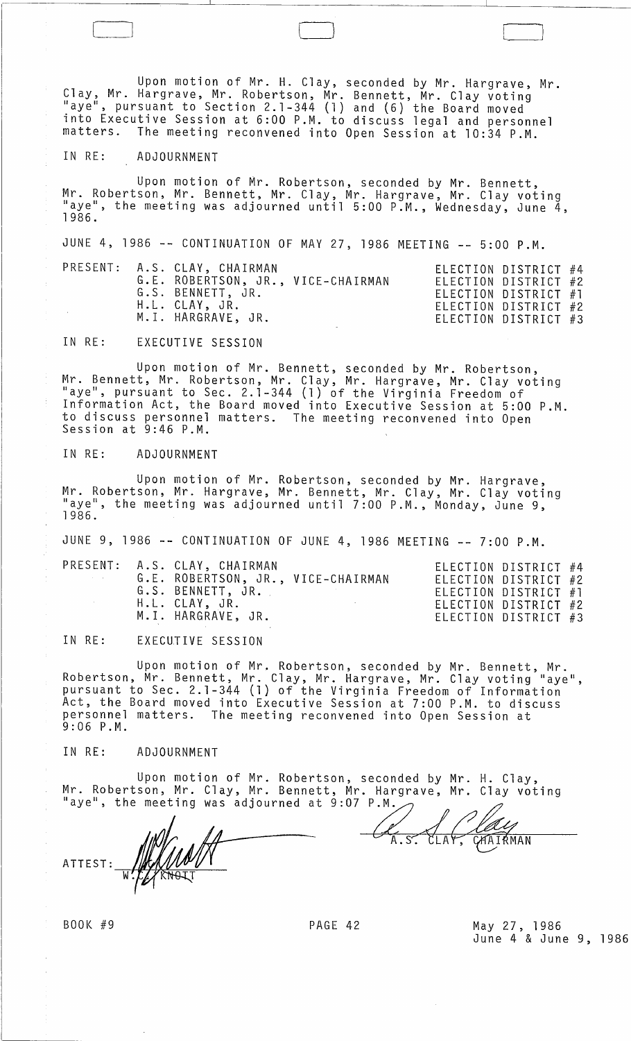Upon motion of Mr. H. Clay, seconded by Mr. Hargrave, Mr. Clay, Mr. Hargrave, Mr. Robertson, Mr. Bennett, Mr. Clay voting "aye", pursuant to Section 2.1-344 (1) and (6) the Board moved into Executive Session at 6:00 P.M. to discuss legal and personnel matters. The meeting reconvened into Open Session at 10:34 P.M.

IN RE: ADJOURNMENT

Upon motion of Mr. Robertson, seconded by Mr. Bennett, Mr. Robertson, Mr. Bennett, Mr. Clay, Mr. Hargrave, Mr. Clay voting "aye", the meeting was adjourned until 5:00 P.M., Wednesday, June 4, 1986.

JUNE 4, 1986 -- CONTINUATION OF MAY 27, 1986 MEETING -- 5:00 P.M.

| PRESENT: | | |
|---|---|---|
| | A.S. CLAY, CHAIRMAN | ELECTION DISTRICT #4 |
| | G.E. ROBERTSON, JR., VICE-CHAIRMAN | ELECTION DISTRICT #2 |
| | G.S. BENNETT, JR. | ELECTION DISTRICT #1 |
| | H.L. CLAY, JR. | ELECTION DISTRICT #2 |
| | M.I. HARGRAVE, JR. | ELECTION DISTRICT #3 |

IN RE: EXECUTIVE SESSION

Upon motion of Mr. Bennett, seconded by Mr. Robertson, Mr. Bennett, Mr. Robertson, Mr. Clay, Mr. Hargrave, Mr. Clay voting "aye", pursuant to Sec. 2.1-344 (1) of the Virginia Freedom of Information Act, the Board moved into Executive Session at 5:00 P.M. to discuss personnel matters. The meeting reconvened into Open Session at 9:46 P.M.

IN RE: ADJOURNMENT

Upon motion of Mr. Robertson, seconded by Mr. Hargrave, Mr. Robertson, Mr. Hargrave, Mr. Bennett, Mr. Clay, Mr. Clay voting "aye", the meeting was adjourned until 7:00 P.M., Monday, June 9, 1986.

JUNE 9, 1986 -- CONTINUATION OF JUNE 4, 1986 MEETING -- 7:00 P.M.

| PRESENT: | | |
|---|---|---|
| | A.S. CLAY, CHAIRMAN | ELECTION DISTRICT #4 |
| | G.E. ROBERTSON, JR., VICE-CHAIRMAN | ELECTION DISTRICT #2 |
| | G.S. BENNETT, JR. | ELECTION DISTRICT #1 |
| | H.L. CLAY, JR. | ELECTION DISTRICT #2 |
| | M.I. HARGRAVE, JR. | ELECTION DISTRICT #3 |

IN RE: EXECUTIVE SESSION

Upon motion of Mr. Robertson, seconded by Mr. Bennett, Mr. Robertson, Mr. Bennett, Mr. Clay, Mr. Hargrave, Mr. Clay voting "aye", pursuant to Sec. 2.1-344 (1) of the Virginia Freedom of Information Act, the Board moved into Executive Session at 7:00 P.M. to discuss personnel matters. The meeting reconvened into Open Session at 9:06 P.M.

IN RE: ADJOURNMENT

Upon motion of Mr. Robertson, seconded by Mr. H. Clay, Mr. Robertson, Mr. Clay, Mr. Bennett, Mr. Hargrave, Mr. Clay voting "aye", the meeting was adjourned at 9:07 P.M.

A.S. CLAY, CHAIRMAN

ATTEST: W.C. KNOTT

BOOK #9 PAGE 42 May 27, 1986
June 4 & June 9, 1986